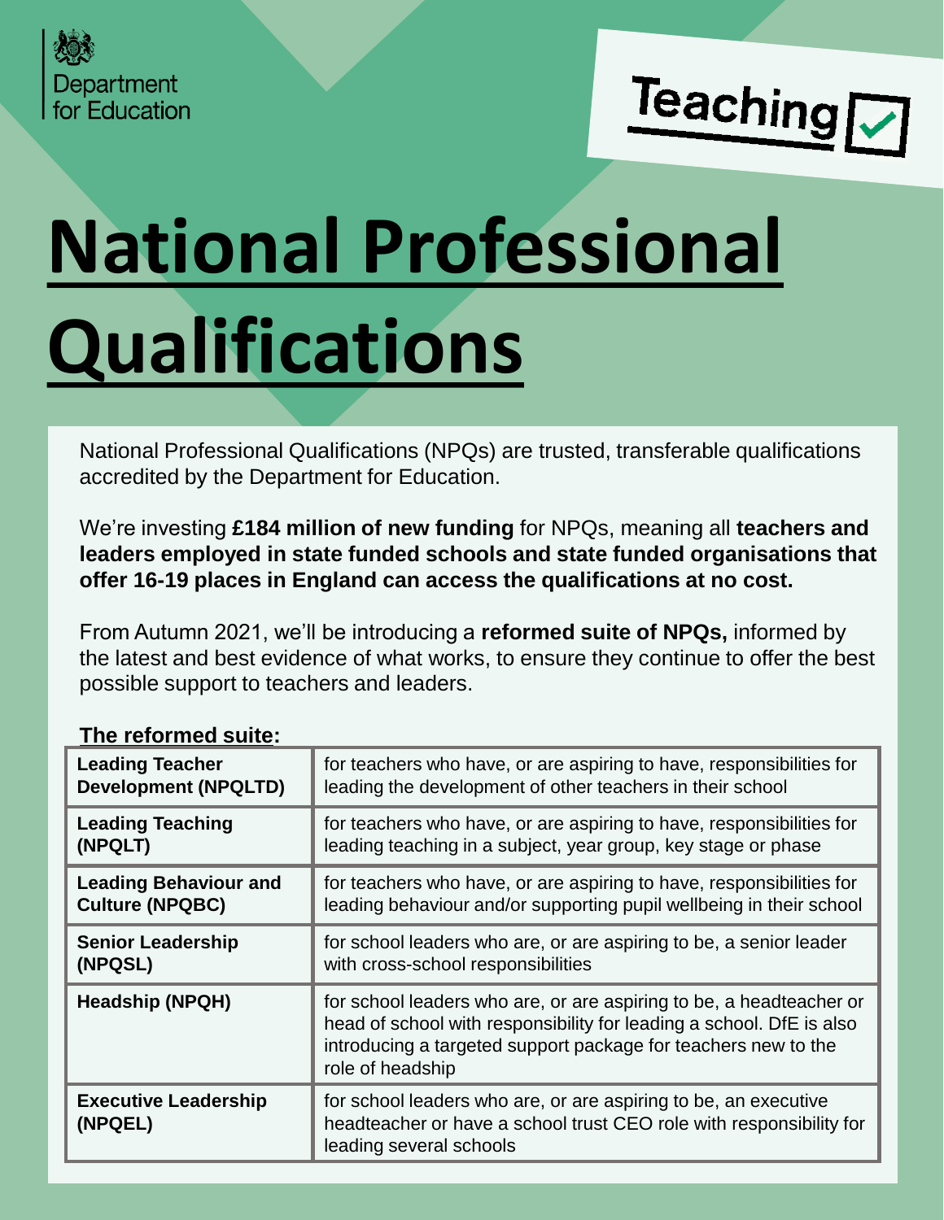Department for Education

Teaching

# National Professional Qualifications

National Professional Qualifications (NPQs) are trusted, transferable qualifications accredited by the Department for Education.

We're investing **£184 million of new funding** for NPQs, meaning all **teachers and leaders employed in state funded schools and state funded organisations that offer 16-19 places in England can access the qualifications at no cost.**

From Autumn 2021, we'll be introducing a **reformed suite of NPQs,** informed by the latest and best evidence of what works, to ensure they continue to offer the best possible support to teachers and leaders.

**The reformed suite:**

| | |
|---|---|
| **Leading Teacher Development (NPQLTD)** | for teachers who have, or are aspiring to have, responsibilities for leading the development of other teachers in their school |
| **Leading Teaching (NPQLT)** | for teachers who have, or are aspiring to have, responsibilities for leading teaching in a subject, year group, key stage or phase |
| **Leading Behaviour and Culture (NPQBC)** | for teachers who have, or are aspiring to have, responsibilities for leading behaviour and/or supporting pupil wellbeing in their school |
| **Senior Leadership (NPQSL)** | for school leaders who are, or are aspiring to be, a senior leader with cross-school responsibilities |
| **Headship (NPQH)** | for school leaders who are, or are aspiring to be, a headteacher or head of school with responsibility for leading a school. DfE is also introducing a targeted support package for teachers new to the role of headship |
| **Executive Leadership (NPQEL)** | for school leaders who are, or are aspiring to be, an executive headteacher or have a school trust CEO role with responsibility for leading several schools |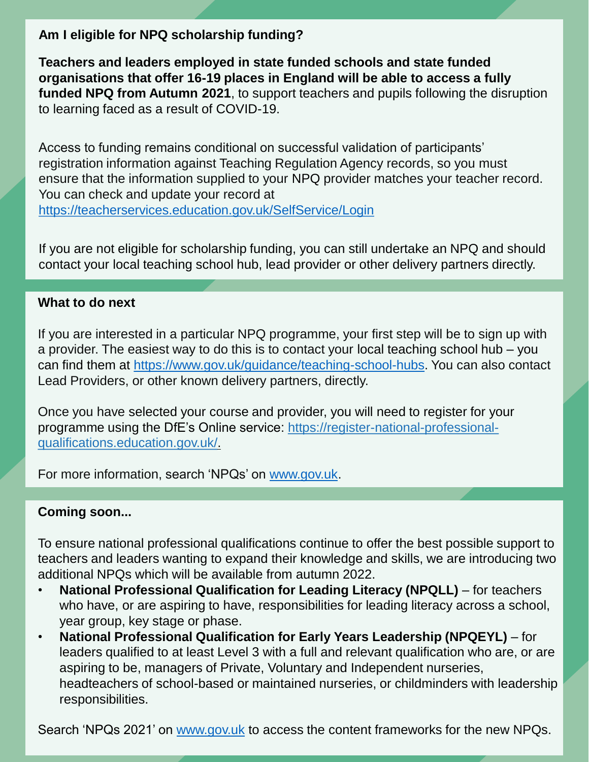## Am I eligible for NPQ scholarship funding?

**Teachers and leaders employed in state funded schools and state funded organisations that offer 16-19 places in England will be able to access a fully funded NPQ from Autumn 2021**, to support teachers and pupils following the disruption to learning faced as a result of COVID-19.

Access to funding remains conditional on successful validation of participants' registration information against Teaching Regulation Agency records, so you must ensure that the information supplied to your NPQ provider matches your teacher record. You can check and update your record at https://teacherservices.education.gov.uk/SelfService/Login

If you are not eligible for scholarship funding, you can still undertake an NPQ and should contact your local teaching school hub, lead provider or other delivery partners directly.

## What to do next

If you are interested in a particular NPQ programme, your first step will be to sign up with a provider. The easiest way to do this is to contact your local teaching school hub – you can find them at https://www.gov.uk/guidance/teaching-school-hubs. You can also contact Lead Providers, or other known delivery partners, directly.

Once you have selected your course and provider, you will need to register for your programme using the DfE's Online service: https://register-national-professional-qualifications.education.gov.uk/.

For more information, search 'NPQs' on www.gov.uk.

## Coming soon...

To ensure national professional qualifications continue to offer the best possible support to teachers and leaders wanting to expand their knowledge and skills, we are introducing two additional NPQs which will be available from autumn 2022.

- **National Professional Qualification for Leading Literacy (NPQLL)** – for teachers who have, or are aspiring to have, responsibilities for leading literacy across a school, year group, key stage or phase.
- **National Professional Qualification for Early Years Leadership (NPQEYL)** – for leaders qualified to at least Level 3 with a full and relevant qualification who are, or are aspiring to be, managers of Private, Voluntary and Independent nurseries, headteachers of school-based or maintained nurseries, or childminders with leadership responsibilities.

Search 'NPQs 2021' on www.gov.uk to access the content frameworks for the new NPQs.